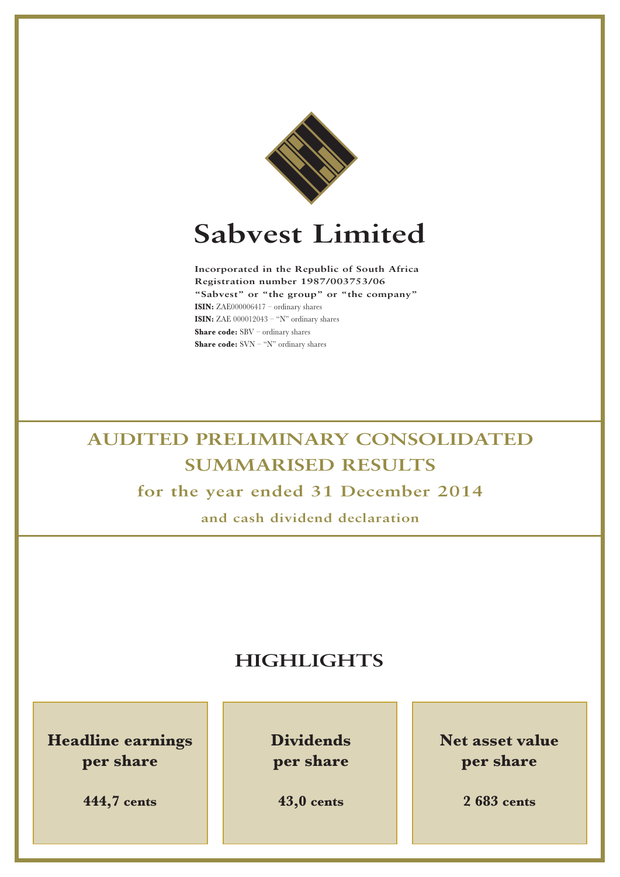# Sabvest Limited

**Incorporated in the Republic of South Africa**
**Registration number 1987/003753/06**
**"Sabvest" or "the group" or "the company"**
**ISIN:** ZAE000006417 – ordinary shares
**ISIN:** ZAE 000012043 – "N" ordinary shares
**Share code:** SBV – ordinary shares
**Share code:** SVN – "N" ordinary shares

## AUDITED PRELIMINARY CONSOLIDATED SUMMARISED RESULTS

### for the year ended 31 December 2014

**and cash dividend declaration**

## HIGHLIGHTS

**Headline earnings per share**

**444,7 cents**

**Dividends per share**

**43,0 cents**

**Net asset value per share**

**2 683 cents**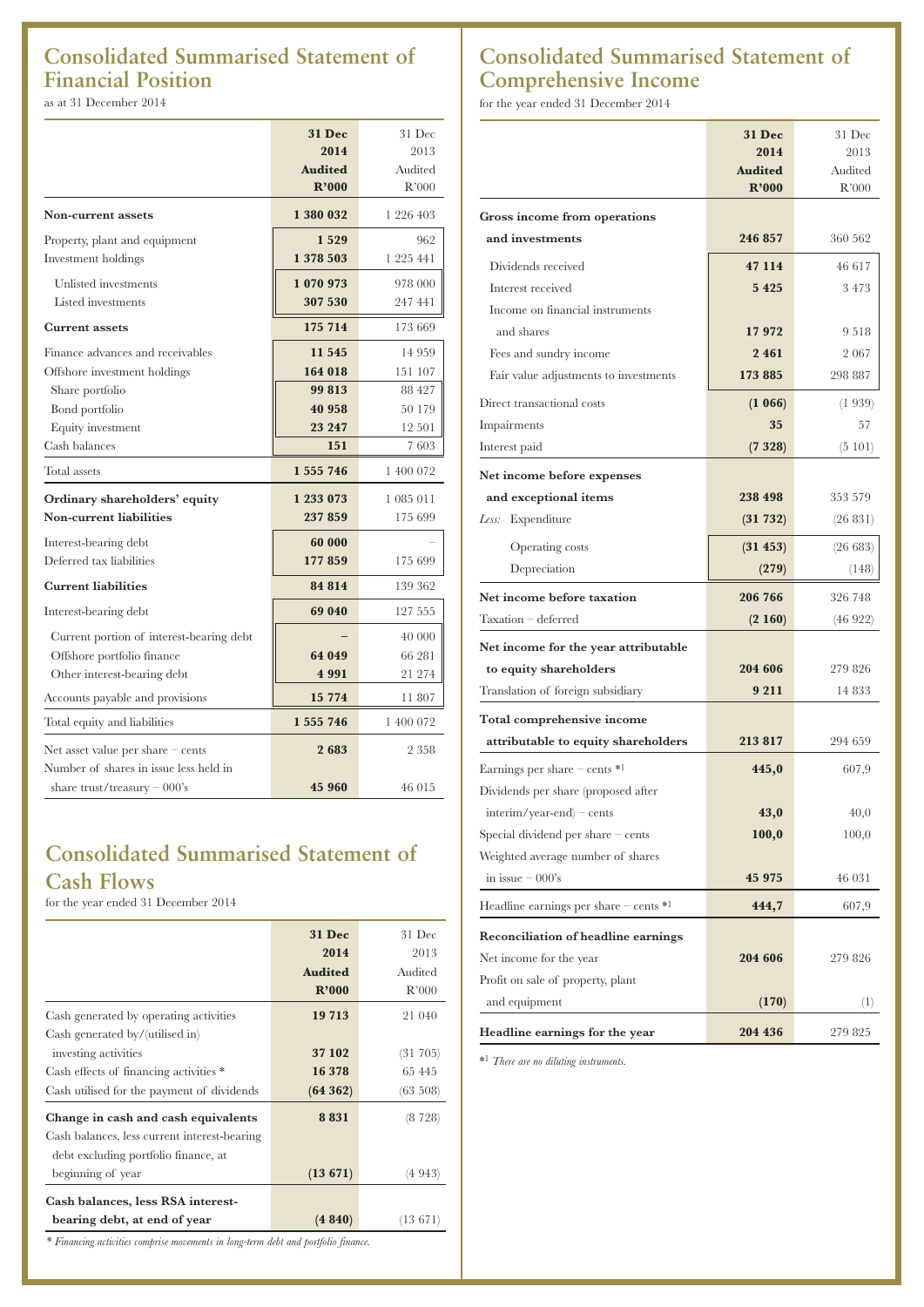## Consolidated Summarised Statement of Financial Position

as at 31 December 2014

| | **31 Dec 2014 Audited R'000** | 31 Dec 2013 Audited R'000 |
|---|---|---|
| **Non-current assets** | **1 380 032** | 1 226 403 |
| Property, plant and equipment | **1 529** | 962 |
| Investment holdings | **1 378 503** | 1 225 441 |
| Unlisted investments | **1 070 973** | 978 000 |
| Listed investments | **307 530** | 247 441 |
| **Current assets** | **175 714** | 173 669 |
| Finance advances and receivables | **11 545** | 14 959 |
| Offshore investment holdings | **164 018** | 151 107 |
| Share portfolio | **99 813** | 88 427 |
| Bond portfolio | **40 958** | 50 179 |
| Equity investment | **23 247** | 12 501 |
| Cash balances | **151** | 7 603 |
| Total assets | **1 555 746** | 1 400 072 |
| **Ordinary shareholders' equity** | **1 233 073** | 1 085 011 |
| **Non-current liabilities** | **237 859** | 175 699 |
| Interest-bearing debt | **60 000** | – |
| Deferred tax liabilities | **177 859** | 175 699 |
| **Current liabilities** | **84 814** | 139 362 |
| Interest-bearing debt | **69 040** | 127 555 |
| Current portion of interest-bearing debt | **–** | 40 000 |
| Offshore portfolio finance | **64 049** | 66 281 |
| Other interest-bearing debt | **4 991** | 21 274 |
| Accounts payable and provisions | **15 774** | 11 807 |
| Total equity and liabilities | **1 555 746** | 1 400 072 |
| Net asset value per share – cents | **2 683** | 2 358 |
| Number of shares in issue less held in share trust/treasury – 000's | **45 960** | 46 015 |

## Consolidated Summarised Statement of Cash Flows

for the year ended 31 December 2014

| | **31 Dec 2014 Audited R'000** | 31 Dec 2013 Audited R'000 |
|---|---|---|
| Cash generated by operating activities | **19 713** | 21 040 |
| Cash generated by/(utilised in) investing activities | **37 102** | (31 705) |
| Cash effects of financing activities * | **16 378** | 65 445 |
| Cash utilised for the payment of dividends | **(64 362)** | (63 508) |
| **Change in cash and cash equivalents** | **8 831** | (8 728) |
| Cash balances, less current interest-bearing debt excluding portfolio finance, at beginning of year | **(13 671)** | (4 943) |
| **Cash balances, less RSA interest-bearing debt, at end of year** | **(4 840)** | (13 671) |

*\* Financing activities comprise movements in long-term debt and portfolio finance.*

## Consolidated Summarised Statement of Comprehensive Income

for the year ended 31 December 2014

| | **31 Dec 2014 Audited R'000** | 31 Dec 2013 Audited R'000 |
|---|---|---|
| **Gross income from operations and investments** | **246 857** | 360 562 |
| Dividends received | **47 114** | 46 617 |
| Interest received | **5 425** | 3 473 |
| Income on financial instruments and shares | **17 972** | 9 518 |
| Fees and sundry income | **2 461** | 2 067 |
| Fair value adjustments to investments | **173 885** | 298 887 |
| Direct transactional costs | **(1 066)** | (1 939) |
| Impairments | **35** | 57 |
| Interest paid | **(7 328)** | (5 101) |
| **Net income before expenses and exceptional items** | **238 498** | 353 579 |
| *Less:* Expenditure | **(31 732)** | (26 831) |
| Operating costs | **(31 453)** | (26 683) |
| Depreciation | **(279)** | (148) |
| **Net income before taxation** | **206 766** | 326 748 |
| Taxation – deferred | **(2 160)** | (46 922) |
| **Net income for the year attributable to equity shareholders** | **204 606** | 279 826 |
| Translation of foreign subsidiary | **9 211** | 14 833 |
| **Total comprehensive income attributable to equity shareholders** | **213 817** | 294 659 |
| Earnings per share – cents *[1] | **445,0** | 607,9 |
| Dividends per share (proposed after interim/year-end) – cents | **43,0** | 40,0 |
| Special dividend per share – cents | **100,0** | 100,0 |
| Weighted average number of shares in issue – 000's | **45 975** | 46 031 |
| Headline earnings per share – cents *[1] | **444,7** | 607,9 |
| **Reconciliation of headline earnings** | | |
| Net income for the year | **204 606** | 279 826 |
| Profit on sale of property, plant and equipment | **(170)** | (1) |
| **Headline earnings for the year** | **204 436** | 279 825 |

*[1] *There are no diluting instruments.*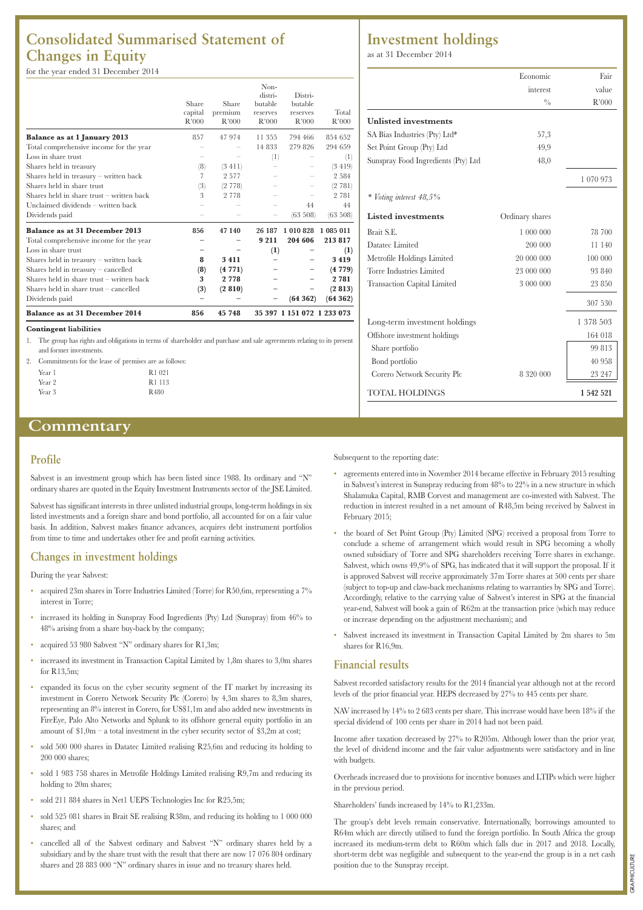# Consolidated Summarised Statement of Changes in Equity

for the year ended 31 December 2014

| | Share capital R'000 | Share premium R'000 | Non-distributable reserves R'000 | Distributable reserves R'000 | Total R'000 |
|---|---|---|---|---|---|
| **Balance as at 1 January 2013** | 857 | 47 974 | 11 355 | 794 466 | 854 652 |
| Total comprehensive income for the year | – | – | 14 833 | 279 826 | 294 659 |
| Loss in share trust | – | – | (1) | – | (1) |
| Shares held in treasury | (8) | (3 411) | – | – | (3 419) |
| Shares held in treasury – written back | 7 | 2 577 | – | – | 2 584 |
| Shares held in share trust | (3) | (2 778) | – | – | (2 781) |
| Shares held in share trust – written back | 3 | 2 778 | – | – | 2 781 |
| Unclaimed dividends – written back | – | – | – | 44 | 44 |
| Dividends paid | – | – | – | (63 508) | (63 508) |
| **Balance as at 31 December 2013** | **856** | **47 140** | **26 187** | **1 010 828** | **1 085 011** |
| Total comprehensive income for the year | – | – | **9 211** | **204 606** | **213 817** |
| Loss in share trust | – | – | **(1)** | – | **(1)** |
| Shares held in treasury – written back | **8** | **3 411** | – | – | **3 419** |
| Shares held in treasury – cancelled | **(8)** | **(4 771)** | – | – | **(4 779)** |
| Shares held in share trust – written back | **3** | **2 778** | – | – | **2 781** |
| Shares held in share trust – cancelled | **(3)** | **(2 810)** | – | – | **(2 813)** |
| Dividends paid | – | – | – | **(64 362)** | **(64 362)** |
| **Balance as at 31 December 2014** | **856** | **45 748** | **35 397** | **1 151 072** | **1 233 073** |

**Contingent liabilities**

1. The group has rights and obligations in terms of shareholder and purchase and sale agreements relating to its present and former investments.
2. Commitments for the lease of premises are as follows:

| | |
|---|---|
| Year 1 | R1 021 |
| Year 2 | R1 113 |
| Year 3 | R480 |

# Investment holdings

as at 31 December 2014

| | Economic interest % | Fair value R'000 |
|---|---|---|
| **Unlisted investments** | | |
| SA Bias Industries (Pty) Ltd* | 57,3 | |
| Set Point Group (Pty) Ltd | 49,9 | |
| Sunspray Food Ingredients (Pty) Ltd | 48,0 | |
| | | 1 070 973 |
| *\* Voting interest 48,5%* | | |
| **Listed investments** | Ordinary shares | |
| Brait S.E. | 1 000 000 | 78 700 |
| Datatec Limited | 200 000 | 11 140 |
| Metrofile Holdings Limited | 20 000 000 | 100 000 |
| Torre Industries Limited | 23 000 000 | 93 840 |
| Transaction Capital Limited | 3 000 000 | 23 850 |
| | | 307 530 |
| Long-term investment holdings | | 1 378 503 |
| Offshore investment holdings | | 164 018 |
| Share portfolio | | 99 813 |
| Bond portfolio | | 40 958 |
| Corero Network Security Plc | 8 320 000 | 23 247 |
| TOTAL HOLDINGS | | **1 542 521** |

# Commentary

## Profile

Sabvest is an investment group which has been listed since 1988. Its ordinary and "N" ordinary shares are quoted in the Equity Investment Instruments sector of the JSE Limited.

Sabvest has significant interests in three unlisted industrial groups, long-term holdings in six listed investments and a foreign share and bond portfolio, all accounted for on a fair value basis. In addition, Sabvest makes finance advances, acquires debt instrument portfolios from time to time and undertakes other fee and profit earning activities.

## Changes in investment holdings

During the year Sabvest:

- acquired 23m shares in Torre Industries Limited (Torre) for R50,6m, representing a 7% interest in Torre;
- increased its holding in Sunspray Food Ingredients (Pty) Ltd (Sunspray) from 46% to 48% arising from a share buy-back by the company;
- acquired 53 980 Sabvest "N" ordinary shares for R1,3m;
- increased its investment in Transaction Capital Limited by 1,8m shares to 3,0m shares for R13,5m;
- expanded its focus on the cyber security segment of the IT market by increasing its investment in Corero Network Security Plc (Corero) by 4,3m shares to 8,3m shares, representing an 8% interest in Corero, for US$1,1m and also added new investments in FireEye, Palo Alto Networks and Splunk to its offshore general equity portfolio in an amount of $1,0m – a total investment in the cyber security sector of $3,2m at cost;
- sold 500 000 shares in Datatec Limited realising R25,6m and reducing its holding to 200 000 shares;
- sold 1 983 758 shares in Metrofile Holdings Limited realising R9,7m and reducing its holding to 20m shares;
- sold 211 884 shares in Net1 UEPS Technologies Inc for R25,5m;
- sold 525 081 shares in Brait SE realising R38m, and reducing its holding to 1 000 000 shares; and
- cancelled all of the Sabvest ordinary and Sabvest "N" ordinary shares held by a subsidiary and by the share trust with the result that there are now 17 076 804 ordinary shares and 28 883 000 "N" ordinary shares in issue and no treasury shares held.

Subsequent to the reporting date:

- agreements entered into in November 2014 became effective in February 2015 resulting in Sabvest's interest in Sunspray reducing from 48% to 22% in a new structure in which Shalamuka Capital, RMB Corvest and management are co-invested with Sabvest. The reduction in interest resulted in a net amount of R48,5m being received by Sabvest in February 2015;
- the board of Set Point Group (Pty) Limited (SPG) received a proposal from Torre to conclude a scheme of arrangement which would result in SPG becoming a wholly owned subsidiary of Torre and SPG shareholders receiving Torre shares in exchange. Sabvest, which owns 49,9% of SPG, has indicated that it will support the proposal. If it is approved Sabvest will receive approximately 37m Torre shares at 500 cents per share (subject to top-up and claw-back mechanisms relating to warranties by SPG and Torre). Accordingly, relative to the carrying value of Sabvest's interest in SPG at the financial year-end, Sabvest will book a gain of R62m at the transaction price (which may reduce or increase depending on the adjustment mechanism); and
- Sabvest increased its investment in Transaction Capital Limited by 2m shares to 5m shares for R16,9m.

## Financial results

Sabvest recorded satisfactory results for the 2014 financial year although not at the record levels of the prior financial year. HEPS decreased by 27% to 445 cents per share.

NAV increased by 14% to 2 683 cents per share. This increase would have been 18% if the special dividend of 100 cents per share in 2014 had not been paid.

Income after taxation decreased by 27% to R205m. Although lower than the prior year, the level of dividend income and the fair value adjustments were satisfactory and in line with budgets.

Overheads increased due to provisions for incentive bonuses and LTIPs which were higher in the previous period.

Shareholders' funds increased by 14% to R1,233m.

The group's debt levels remain conservative. Internationally, borrowings amounted to R64m which are directly utilised to fund the foreign portfolio. In South Africa the group increased its medium-term debt to R60m which falls due in 2017 and 2018. Locally, short-term debt was negligible and subsequent to the year-end the group is in a net cash position due to the Sunspray receipt.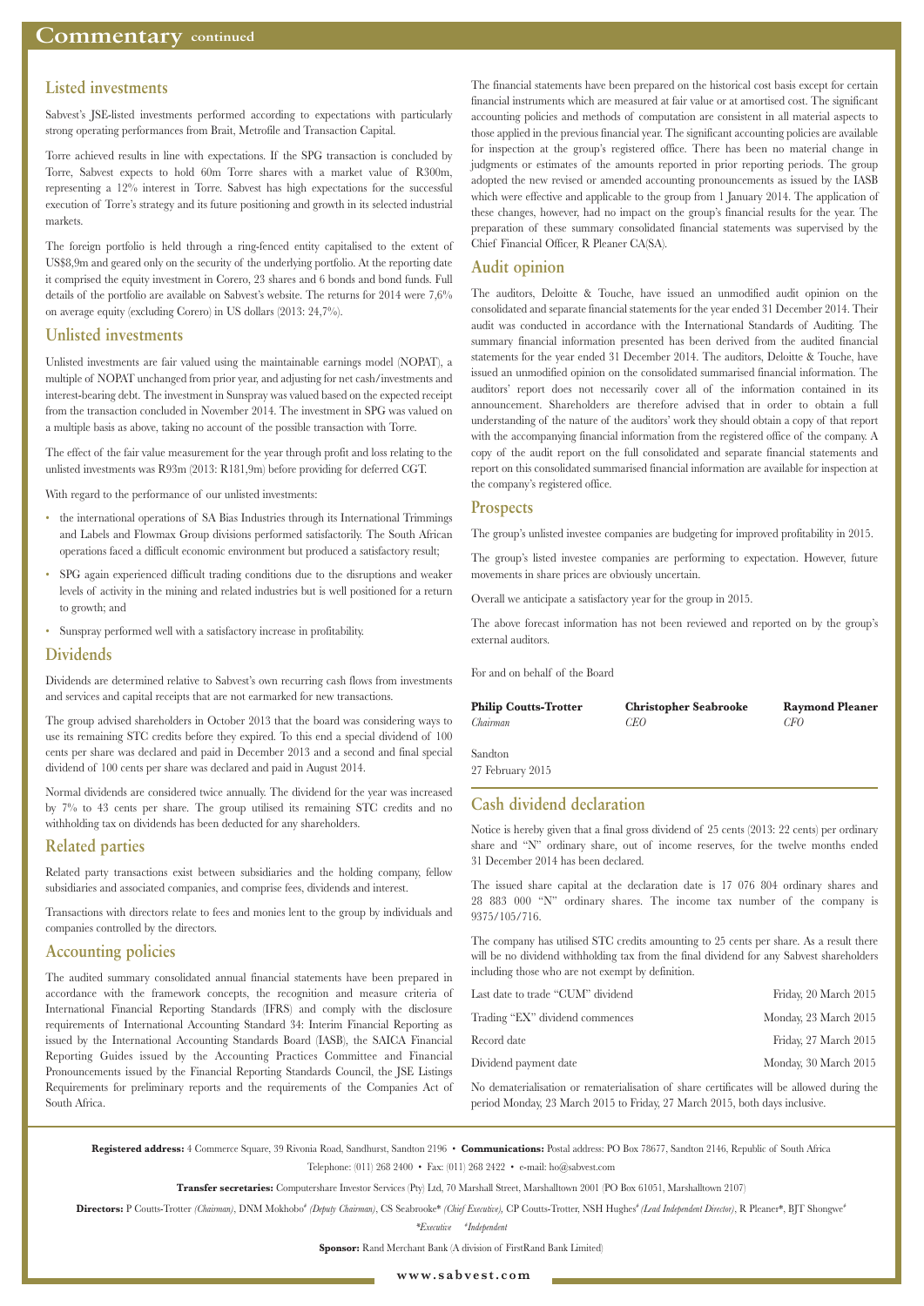# Commentary continued

## Listed investments

Sabvest's JSE-listed investments performed according to expectations with particularly strong operating performances from Brait, Metrofile and Transaction Capital.

Torre achieved results in line with expectations. If the SPG transaction is concluded by Torre, Sabvest expects to hold 60m Torre shares with a market value of R300m, representing a 12% interest in Torre. Sabvest has high expectations for the successful execution of Torre's strategy and its future positioning and growth in its selected industrial markets.

The foreign portfolio is held through a ring-fenced entity capitalised to the extent of US$8,9m and geared only on the security of the underlying portfolio. At the reporting date it comprised the equity investment in Corero, 23 shares and 6 bonds and bond funds. Full details of the portfolio are available on Sabvest's website. The returns for 2014 were 7,6% on average equity (excluding Corero) in US dollars (2013: 24,7%).

## Unlisted investments

Unlisted investments are fair valued using the maintainable earnings model (NOPAT), a multiple of NOPAT unchanged from prior year, and adjusting for net cash/investments and interest-bearing debt. The investment in Sunspray was valued based on the expected receipt from the transaction concluded in November 2014. The investment in SPG was valued on a multiple basis as above, taking no account of the possible transaction with Torre.

The effect of the fair value measurement for the year through profit and loss relating to the unlisted investments was R93m (2013: R181,9m) before providing for deferred CGT.

With regard to the performance of our unlisted investments:

- the international operations of SA Bias Industries through its International Trimmings and Labels and Flowmax Group divisions performed satisfactorily. The South African operations faced a difficult economic environment but produced a satisfactory result;
- SPG again experienced difficult trading conditions due to the disruptions and weaker levels of activity in the mining and related industries but is well positioned for a return to growth; and
- Sunspray performed well with a satisfactory increase in profitability.

## Dividends

Dividends are determined relative to Sabvest's own recurring cash flows from investments and services and capital receipts that are not earmarked for new transactions.

The group advised shareholders in October 2013 that the board was considering ways to use its remaining STC credits before they expired. To this end a special dividend of 100 cents per share was declared and paid in December 2013 and a second and final special dividend of 100 cents per share was declared and paid in August 2014.

Normal dividends are considered twice annually. The dividend for the year was increased by 7% to 43 cents per share. The group utilised its remaining STC credits and no withholding tax on dividends has been deducted for any shareholders.

## Related parties

Related party transactions exist between subsidiaries and the holding company, fellow subsidiaries and associated companies, and comprise fees, dividends and interest.

Transactions with directors relate to fees and monies lent to the group by individuals and companies controlled by the directors.

## Accounting policies

The audited summary consolidated annual financial statements have been prepared in accordance with the framework concepts, the recognition and measure criteria of International Financial Reporting Standards (IFRS) and comply with the disclosure requirements of International Accounting Standard 34: Interim Financial Reporting as issued by the International Accounting Standards Board (IASB), the SAICA Financial Reporting Guides issued by the Accounting Practices Committee and Financial Pronouncements issued by the Financial Reporting Standards Council, the JSE Listings Requirements for preliminary reports and the requirements of the Companies Act of South Africa.

The financial statements have been prepared on the historical cost basis except for certain financial instruments which are measured at fair value or at amortised cost. The significant accounting policies and methods of computation are consistent in all material aspects to those applied in the previous financial year. The significant accounting policies are available for inspection at the group's registered office. There has been no material change in judgments or estimates of the amounts reported in prior reporting periods. The group adopted the new revised or amended accounting pronouncements as issued by the IASB which were effective and applicable to the group from 1 January 2014. The application of these changes, however, had no impact on the group's financial results for the year. The preparation of these summary consolidated financial statements was supervised by the Chief Financial Officer, R Pleaner CA(SA).

## Audit opinion

The auditors, Deloitte & Touche, have issued an unmodified audit opinion on the consolidated and separate financial statements for the year ended 31 December 2014. Their audit was conducted in accordance with the International Standards of Auditing. The summary financial information presented has been derived from the audited financial statements for the year ended 31 December 2014. The auditors, Deloitte & Touche, have issued an unmodified opinion on the consolidated summarised financial information. The auditors' report does not necessarily cover all of the information contained in its announcement. Shareholders are therefore advised that in order to obtain a full understanding of the nature of the auditors' work they should obtain a copy of that report with the accompanying financial information from the registered office of the company. A copy of the audit report on the full consolidated and separate financial statements and report on this consolidated summarised financial information are available for inspection at the company's registered office.

## Prospects

The group's unlisted investee companies are budgeting for improved profitability in 2015.

The group's listed investee companies are performing to expectation. However, future movements in share prices are obviously uncertain.

Overall we anticipate a satisfactory year for the group in 2015.

The above forecast information has not been reviewed and reported on by the group's external auditors.

For and on behalf of the Board

| **Philip Coutts-Trotter** | **Christopher Seabrooke** | **Raymond Pleaner** |
|---|---|---|
| *Chairman* | *CEO* | *CFO* |

Sandton
27 February 2015

## Cash dividend declaration

Notice is hereby given that a final gross dividend of 25 cents (2013: 22 cents) per ordinary share and "N" ordinary share, out of income reserves, for the twelve months ended 31 December 2014 has been declared.

The issued share capital at the declaration date is 17 076 804 ordinary shares and 28 883 000 "N" ordinary shares. The income tax number of the company is 9375/105/716.

The company has utilised STC credits amounting to 25 cents per share. As a result there will be no dividend withholding tax from the final dividend for any Sabvest shareholders including those who are not exempt by definition.

| | |
|---|---|
| Last date to trade "CUM" dividend | Friday, 20 March 2015 |
| Trading "EX" dividend commences | Monday, 23 March 2015 |
| Record date | Friday, 27 March 2015 |
| Dividend payment date | Monday, 30 March 2015 |

No dematerialisation or rematerialisation of share certificates will be allowed during the period Monday, 23 March 2015 to Friday, 27 March 2015, both days inclusive.

**Registered address:** 4 Commerce Square, 39 Rivonia Road, Sandhurst, Sandton 2196 • **Communications:** Postal address: PO Box 78677, Sandton 2146, Republic of South Africa
Telephone: (011) 268 2400 • Fax: (011) 268 2422 • e-mail: ho@sabvest.com

**Transfer secretaries:** Computershare Investor Services (Pty) Ltd, 70 Marshall Street, Marshalltown 2001 (PO Box 61051, Marshalltown 2107)

**Directors:** P Coutts-Trotter *(Chairman)*, DNM Mokhobo# *(Deputy Chairman)*, CS Seabrooke* *(Chief Executive)*, CP Coutts-Trotter, NSH Hughes# *(Lead Independent Director)*, R Pleaner*, BJT Shongwe#

*\*Executive #Independent*

**Sponsor:** Rand Merchant Bank (A division of FirstRand Bank Limited)

www.sabvest.com